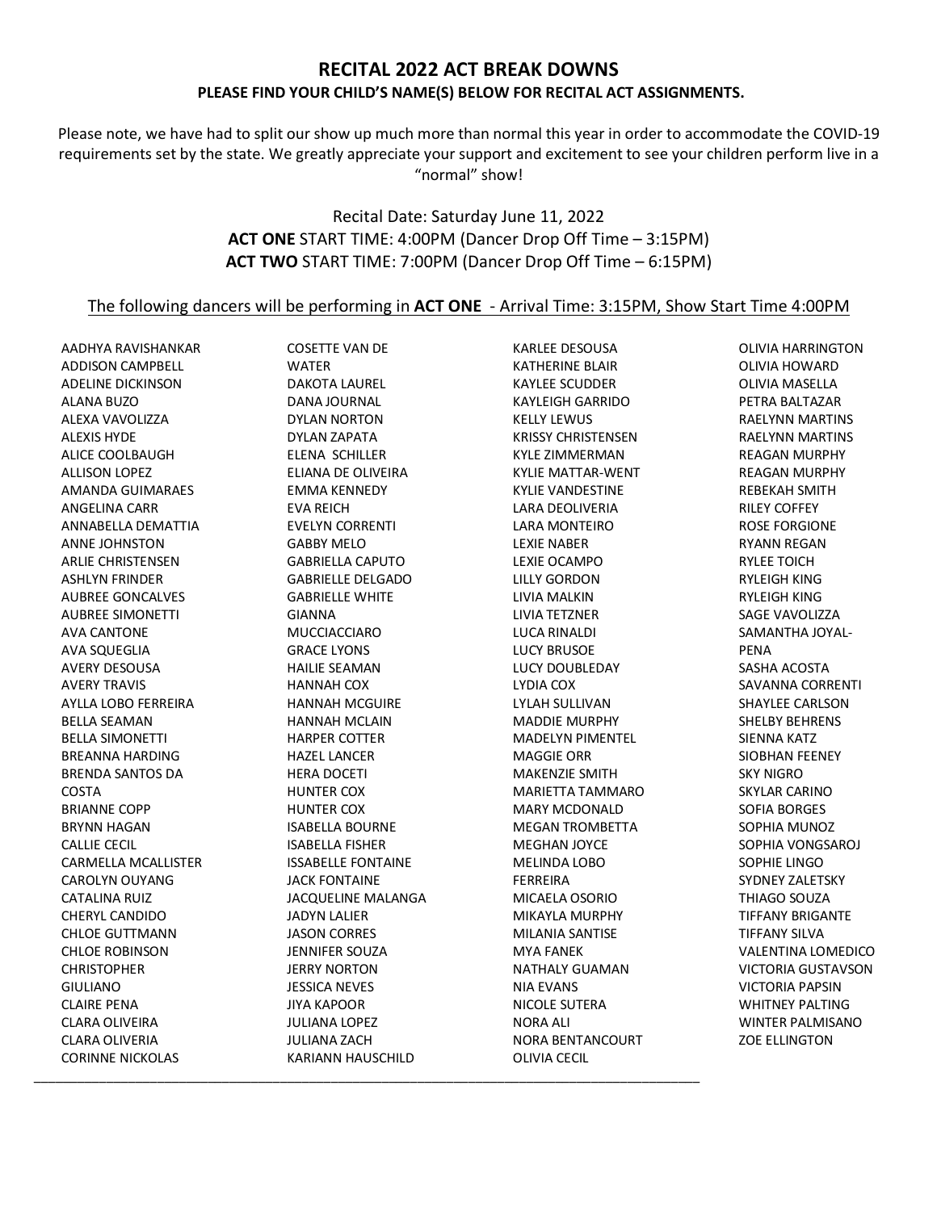# RECITAL 2022 ACT BREAK DOWNS

**PLEASE FIND YOUR CHILD'S NAME(S) BELOW FOR RECITAL ACT ASSIGNMENTS.**

Please note, we have had to split our show up much more than normal this year in order to accommodate the COVID-19 requirements set by the state. We greatly appreciate your support and excitement to see your children perform live in a "normal" show!

Recital Date: Saturday June 11, 2022
**ACT ONE** START TIME: 4:00PM (Dancer Drop Off Time – 3:15PM)
**ACT TWO** START TIME: 7:00PM (Dancer Drop Off Time – 6:15PM)

The following dancers will be performing in **ACT ONE** - Arrival Time: 3:15PM, Show Start Time 4:00PM

AADHYA RAVISHANKAR
ADDISON CAMPBELL
ADELINE DICKINSON
ALANA BUZO
ALEXA VAVOLIZZA
ALEXIS HYDE
ALICE COOLBAUGH
ALLISON LOPEZ
AMANDA GUIMARAES
ANGELINA CARR
ANNABELLA DEMATTIA
ANNE JOHNSTON
ARLIE CHRISTENSEN
ASHLYN FRINDER
AUBREE GONCALVES
AUBREE SIMONETTI
AVA CANTONE
AVA SQUEGLIA
AVERY DESOUSA
AVERY TRAVIS
AYLLA LOBO FERREIRA
BELLA SEAMAN
BELLA SIMONETTI
BREANNA HARDING
BRENDA SANTOS DA COSTA
BRIANNE COPP
BRYNN HAGAN
CALLIE CECIL
CARMELLA MCALLISTER
CAROLYN OUYANG
CATALINA RUIZ
CHERYL CANDIDO
CHLOE GUTTMANN
CHLOE ROBINSON
CHRISTOPHER GIULIANO
CLAIRE PENA
CLARA OLIVEIRA
CLARA OLIVERIA
CORINNE NICKOLAS
COSETTE VAN DE WATER
DAKOTA LAUREL
DANA JOURNAL
DYLAN NORTON
DYLAN ZAPATA
ELENA SCHILLER
ELIANA DE OLIVEIRA
EMMA KENNEDY
EVA REICH
EVELYN CORRENTI
GABBY MELO
GABRIELLA CAPUTO
GABRIELLE DELGADO
GABRIELLE WHITE
GIANNA MUCCIACCIARO
GRACE LYONS
HAILIE SEAMAN
HANNAH COX
HANNAH MCGUIRE
HANNAH MCLAIN
HARPER COTTER
HAZEL LANCER
HERA DOCETI
HUNTER COX
HUNTER COX
ISABELLA BOURNE
ISABELLA FISHER
ISSABELLE FONTAINE
JACK FONTAINE
JACQUELINE MALANGA
JADYN LALIER
JASON CORRES
JENNIFER SOUZA
JERRY NORTON
JESSICA NEVES
JIYA KAPOOR
JULIANA LOPEZ
JULIANA ZACH
KARIANN HAUSCHILD
KARLEE DESOUSA
KATHERINE BLAIR
KAYLEE SCUDDER
KAYLEIGH GARRIDO
KELLY LEWUS
KRISSY CHRISTENSEN
KYLE ZIMMERMAN
KYLIE MATTAR-WENT
KYLIE VANDESTINE
LARA DEOLIVERIA
LARA MONTEIRO
LEXIE NABER
LEXIE OCAMPO
LILLY GORDON
LIVIA MALKIN
LIVIA TETZNER
LUCA RINALDI
LUCY BRUSOE
LUCY DOUBLEDAY
LYDIA COX
LYLAH SULLIVAN
MADDIE MURPHY
MADELYN PIMENTEL
MAGGIE ORR
MAKENZIE SMITH
MARIETTA TAMMARO
MARY MCDONALD
MEGAN TROMBETTA
MEGHAN JOYCE
MELINDA LOBO FERREIRA
MICAELA OSORIO
MIKAYLA MURPHY
MILANIA SANTISE
MYA FANEK
NATHALY GUAMAN
NIA EVANS
NICOLE SUTERA
NORA ALI
NORA BENTANCOURT
OLIVIA CECIL
OLIVIA HARRINGTON
OLIVIA HOWARD
OLIVIA MASELLA
PETRA BALTAZAR
RAELYNN MARTINS
RAELYNN MARTINS
REAGAN MURPHY
REAGAN MURPHY
REBEKAH SMITH
RILEY COFFEY
ROSE FORGIONE
RYANN REGAN
RYLEE TOICH
RYLEIGH KING
RYLEIGH KING
SAGE VAVOLIZZA
SAMANTHA JOYAL-PENA
SASHA ACOSTA
SAVANNA CORRENTI
SHAYLEE CARLSON
SHELBY BEHRENS
SIENNA KATZ
SIOBHAN FEENEY
SKY NIGRO
SKYLAR CARINO
SOFIA BORGES
SOPHIA MUNOZ
SOPHIA VONGSAROJ
SOPHIE LINGO
SYDNEY ZALETSKY
THIAGO SOUZA
TIFFANY BRIGANTE
TIFFANY SILVA
VALENTINA LOMEDICO
VICTORIA GUSTAVSON
VICTORIA PAPSIN
WHITNEY PALTING
WINTER PALMISANO
ZOE ELLINGTON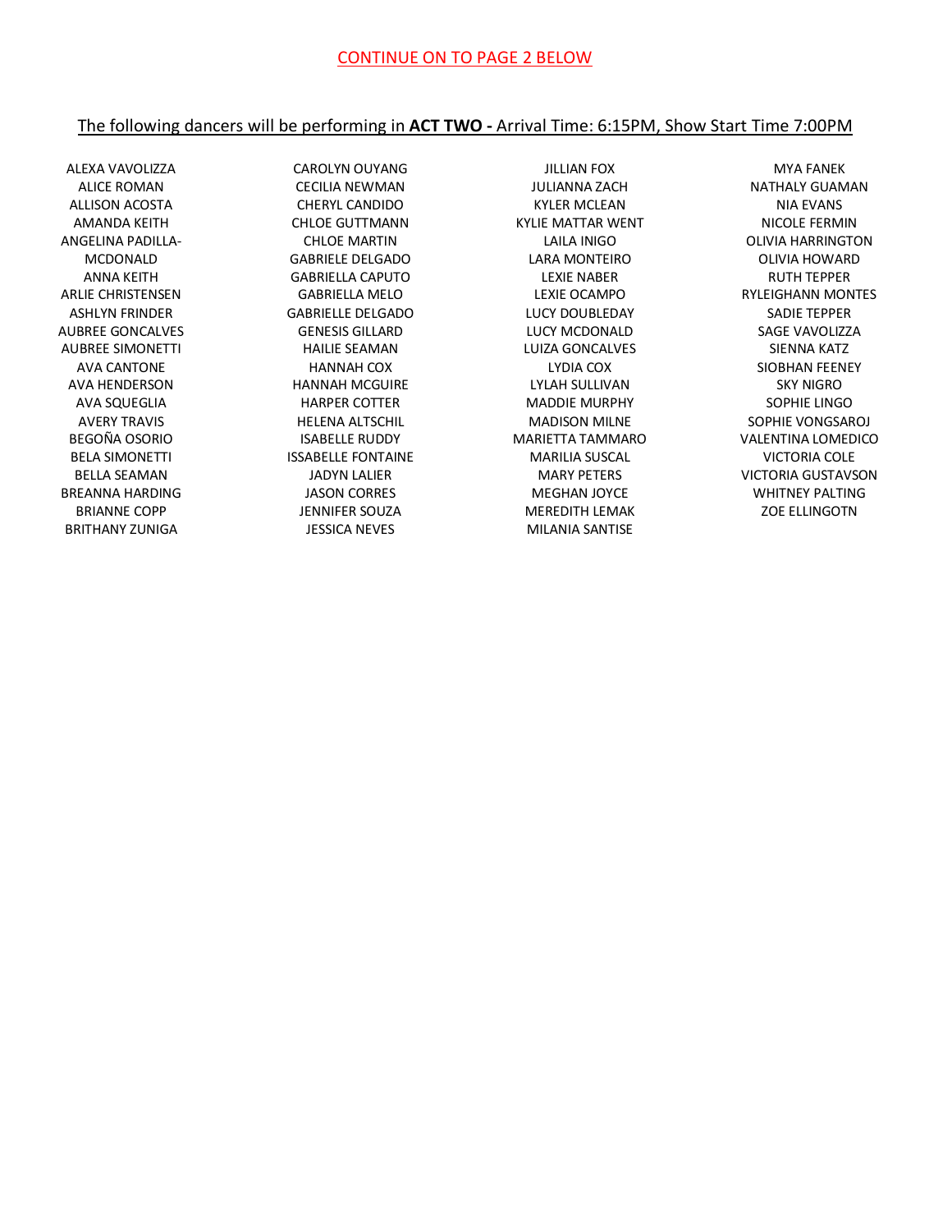CONTINUE ON TO PAGE 2 BELOW

The following dancers will be performing in **ACT TWO -** Arrival Time: 6:15PM, Show Start Time 7:00PM

| | | | |
|---|---|---|---|
| ALEXA VAVOLIZZA | CAROLYN OUYANG | JILLIAN FOX | MYA FANEK |
| ALICE ROMAN | CECILIA NEWMAN | JULIANNA ZACH | NATHALY GUAMAN |
| ALLISON ACOSTA | CHERYL CANDIDO | KYLER MCLEAN | NIA EVANS |
| AMANDA KEITH | CHLOE GUTTMANN | KYLIE MATTAR WENT | NICOLE FERMIN |
| ANGELINA PADILLA-MCDONALD | CHLOE MARTIN | LAILA INIGO | OLIVIA HARRINGTON |
| ANNA KEITH | GABRIELE DELGADO | LARA MONTEIRO | OLIVIA HOWARD |
| ARLIE CHRISTENSEN | GABRIELLA CAPUTO | LEXIE NABER | RUTH TEPPER |
| ASHLYN FRINDER | GABRIELLA MELO | LEXIE OCAMPO | RYLEIGHANN MONTES |
| AUBREE GONCALVES | GABRIELLE DELGADO | LUCY DOUBLEDAY | SADIE TEPPER |
| AUBREE SIMONETTI | GENESIS GILLARD | LUCY MCDONALD | SAGE VAVOLIZZA |
| AVA CANTONE | HAILIE SEAMAN | LUIZA GONCALVES | SIENNA KATZ |
| AVA HENDERSON | HANNAH COX | LYDIA COX | SIOBHAN FEENEY |
| AVA SQUEGLIA | HANNAH MCGUIRE | LYLAH SULLIVAN | SKY NIGRO |
| AVERY TRAVIS | HARPER COTTER | MADDIE MURPHY | SOPHIE LINGO |
| BEGOÑA OSORIO | HELENA ALTSCHIL | MADISON MILNE | SOPHIE VONGSAROJ |
| BELA SIMONETTI | ISABELLE RUDDY | MARIETTA TAMMARO | VALENTINA LOMEDICO |
| BELLA SEAMAN | ISSABELLE FONTAINE | MARILIA SUSCAL | VICTORIA COLE |
| BREANNA HARDING | JADYN LALIER | MARY PETERS | VICTORIA GUSTAVSON |
| BRIANNE COPP | JASON CORRES | MEGHAN JOYCE | WHITNEY PALTING |
| BRITHANY ZUNIGA | JENNIFER SOUZA | MEREDITH LEMAK | ZOE ELLINGOTN |
| | JESSICA NEVES | MILANIA SANTISE | |